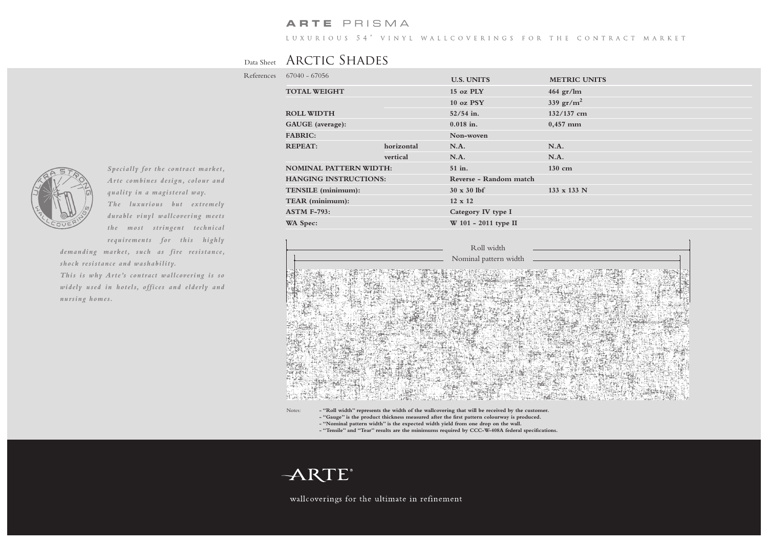# ARTE PRISMA

LUXURIOUS 54" VINYL WALLCOVERINGS FOR THE CONTRACT MARKET

Data Sheet

## Arctic Shades

References 67040 - 67056

| | | U.S. UNITS | METRIC UNITS |
|---|---|---|---|
| **TOTAL WEIGHT** | | **15 oz PLY** | **464 gr/lm** |
| | | **10 oz PSY** | **339 gr/m$^2$** |
| **ROLL WIDTH** | | **52/54 in.** | **132/137 cm** |
| **GAUGE (average):** | | **0.018 in.** | **0,457 mm** |
| **FABRIC:** | | **Non-woven** | |
| **REPEAT:** | **horizontal** | **N.A.** | **N.A.** |
| | **vertical** | **N.A.** | **N.A.** |
| **NOMINAL PATTERN WIDTH:** | | **51 in.** | **130 cm** |
| **HANGING INSTRUCTIONS:** | | **Reverse - Random match** | |
| **TENSILE (minimum):** | | **30 x 30 lbf** | **133 x 133 N** |
| **TEAR (minimum):** | | **12 x 12** | |
| **ASTM F-793:** | | **Category IV type I** | |
| **WA Spec:** | | **W 101 - 2011 type II** | |

*Specially for the contract market, Arte combines design, colour and quality in a magisteral way.*
*The luxurious but extremely durable vinyl wallcovering meets the most stringent technical requirements for this highly demanding market, such as fire resistance, shock resistance and washability.*
*This is why Arte's contract wallcovering is so widely used in hotels, offices and elderly and nursing homes.*

Roll width

Nominal pattern width

Notes:
- **"Roll width" represents the width of the wallcovering that will be received by the customer.**
- **"Gauge" is the product thickness measured after the first pattern colourway is produced.**
- **"Nominal pattern width" is the expected width yield from one drop on the wall.**
- **"Tensile" and "Tear" results are the minimums required by CCC-W-408A federal specifications.**

ARTE®

wallcoverings for the ultimate in refinement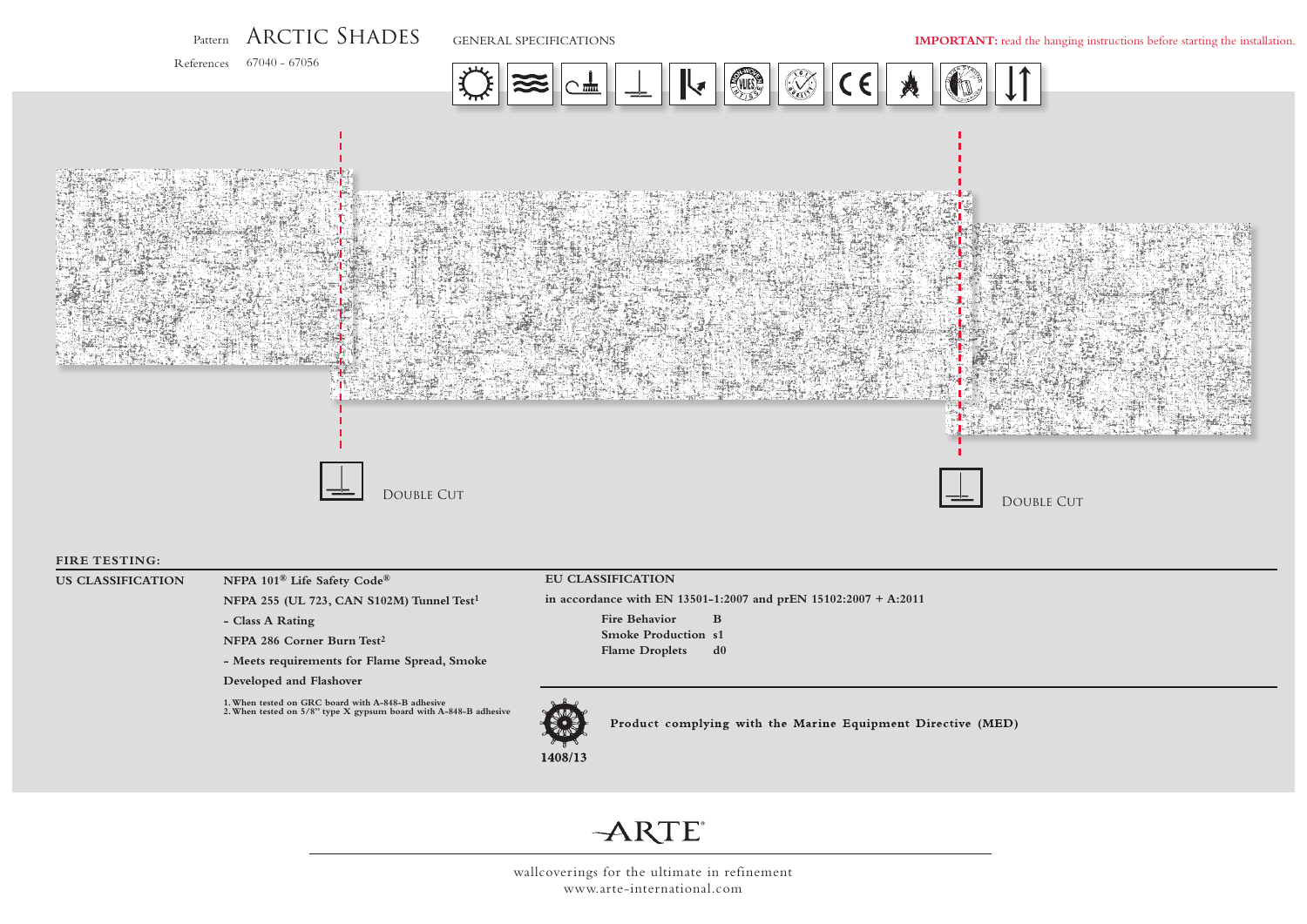Pattern **ARCTIC SHADES**

References 67040 - 67056

GENERAL SPECIFICATIONS

**IMPORTANT:** read the hanging instructions before starting the installation.

DOUBLE CUT

DOUBLE CUT

**FIRE TESTING:**

**US CLASSIFICATION**

**NFPA 101® Life Safety Code®**

**NFPA 255 (UL 723, CAN S102M) Tunnel Test[1]**

**- Class A Rating**

**NFPA 286 Corner Burn Test[2]**

**- Meets requirements for Flame Spread, Smoke Developed and Flashover**

1. When tested on GRC board with A-848-B adhesive
2. When tested on 5/8" type X gypsum board with A-848-B adhesive

**EU CLASSIFICATION**

**in accordance with EN 13501-1:2007 and prEN 15102:2007 + A:2011**

| | |
|---|---|
| **Fire Behavior** | **B** |
| **Smoke Production** | **s1** |
| **Flame Droplets** | **d0** |

**Product complying with the Marine Equipment Directive (MED)**

1408/13

ARTE

wallcoverings for the ultimate in refinement
www.arte-international.com